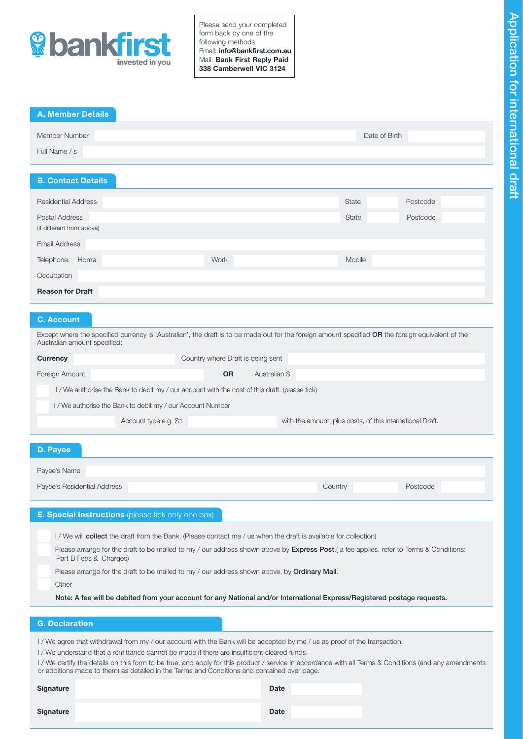bankfirst
invested in you

Please send your completed form back by one of the following methods:
Email: **info@bankfirst.com.au**
Mail: **Bank First Reply Paid 338 Camberwell VIC 3124**

# Application for international draft

## A. Member Details

Member Number ____________ Date of Birth ____________

Full Name / s ____________

## B. Contact Details

Residential Address ____________ State ______ Postcode ______

Postal Address ____________ State ______ Postcode ______
(if different from above)

Email Address ____________

Telephone: Home ______ Work ______ Mobile ______

Occupation ____________

**Reason for Draft** ____________

## C. Account

Except where the specified currency is 'Australian', the draft is to be made out for the foreign amount specified **OR** the foreign equivalent of the Australian amount specified:

**Currency** ______ Country where Draft is being sent ______

Foreign Amount ______ **OR** Australian $ ______

☐ I / We authorise the Bank to debit my / our account with the cost of this draft. (please tick)

☐ I / We authorise the Bank to debit my / our Account Number

______ Account type e.g. S1 ______ with the amount, plus costs, of this international Draft.

## D. Payee

Payee's Name ____________

Payee's Residential Address ____________ Country ______ Postcode ______

## E. Special Instructions (please tick only one box)

☐ I / We will **collect** the draft from the Bank. (Please contact me / us when the draft is available for collection)

☐ Please arrange for the draft to be mailed to my / our address shown above by **Express Post**.( a fee applies, refer to Terms & Conditions: Part B Fees & Charges)

☐ Please arrange for the draft to be mailed to my / our address shown above, by **Ordinary Mail**.

☐ Other

**Note: A fee will be debited from your account for any National and/or International Express/Registered postage requests.**

## G. Declaration

I / We agree that withdrawal from my / our account with the Bank will be accepted by me / us as proof of the transaction.

I / We understand that a remittance cannot be made if there are insufficient cleared funds.

I / We certify the details on this form to be true, and apply for this product / service in accordance with all Terms & Conditions (and any amendments or additions made to them) as detailed in the Terms and Conditions and contained over page.

**Signature** ____________ **Date** ______

**Signature** ____________ **Date** ______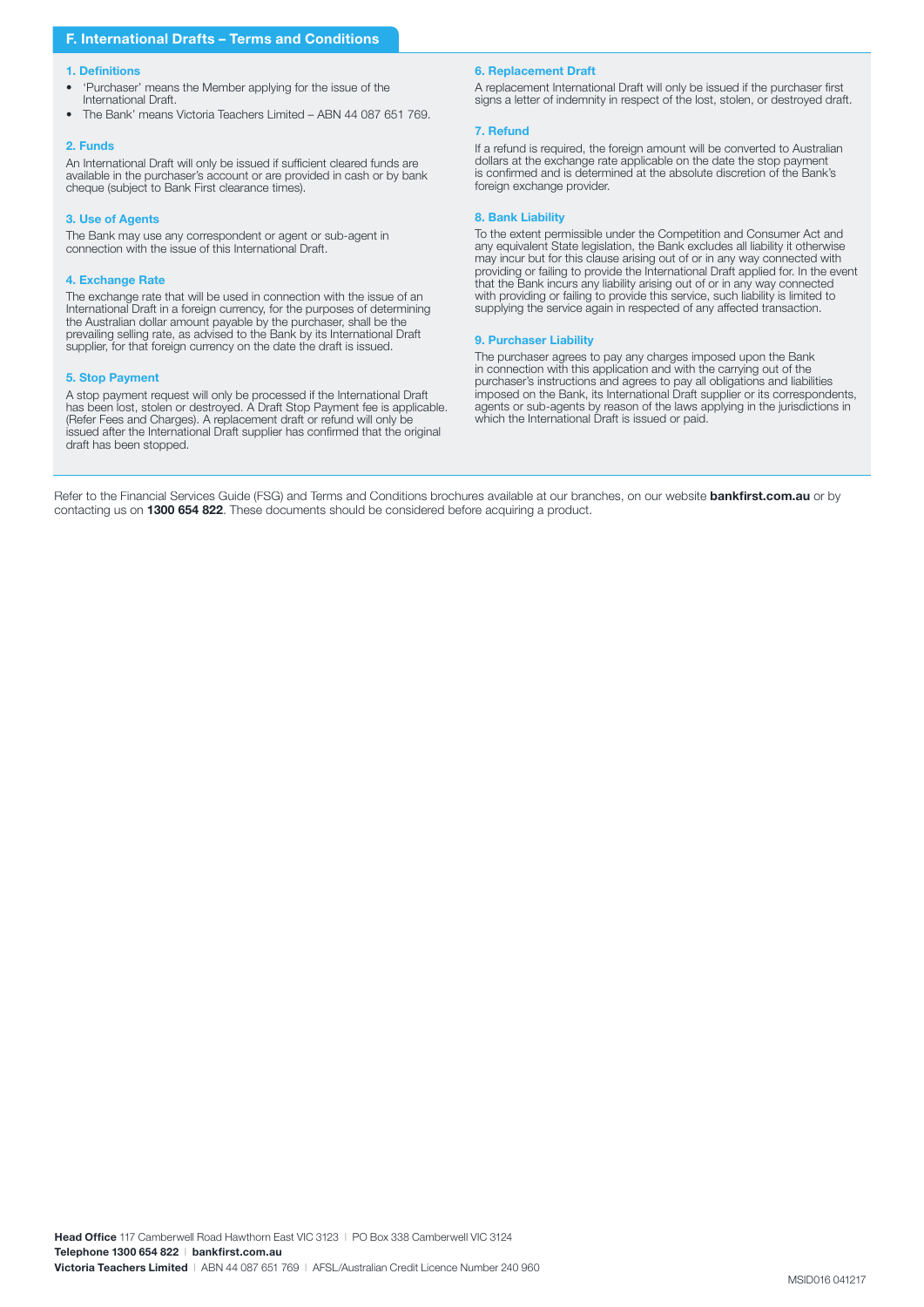## F. International Drafts – Terms and Conditions

### 1. Definitions

- 'Purchaser' means the Member applying for the issue of the International Draft.
- The Bank' means Victoria Teachers Limited – ABN 44 087 651 769.

### 2. Funds

An International Draft will only be issued if sufficient cleared funds are available in the purchaser's account or are provided in cash or by bank cheque (subject to Bank First clearance times).

### 3. Use of Agents

The Bank may use any correspondent or agent or sub-agent in connection with the issue of this International Draft.

### 4. Exchange Rate

The exchange rate that will be used in connection with the issue of an International Draft in a foreign currency, for the purposes of determining the Australian dollar amount payable by the purchaser, shall be the prevailing selling rate, as advised to the Bank by its International Draft supplier, for that foreign currency on the date the draft is issued.

### 5. Stop Payment

A stop payment request will only be processed if the International Draft has been lost, stolen or destroyed. A Draft Stop Payment fee is applicable. (Refer Fees and Charges). A replacement draft or refund will only be issued after the International Draft supplier has confirmed that the original draft has been stopped.

### 6. Replacement Draft

A replacement International Draft will only be issued if the purchaser first signs a letter of indemnity in respect of the lost, stolen, or destroyed draft.

### 7. Refund

If a refund is required, the foreign amount will be converted to Australian dollars at the exchange rate applicable on the date the stop payment is confirmed and is determined at the absolute discretion of the Bank's foreign exchange provider.

### 8. Bank Liability

To the extent permissible under the Competition and Consumer Act and any equivalent State legislation, the Bank excludes all liability it otherwise may incur but for this clause arising out of or in any way connected with providing or failing to provide the International Draft applied for. In the event that the Bank incurs any liability arising out of or in any way connected with providing or failing to provide this service, such liability is limited to supplying the service again in respected of any affected transaction.

### 9. Purchaser Liability

The purchaser agrees to pay any charges imposed upon the Bank in connection with this application and with the carrying out of the purchaser's instructions and agrees to pay all obligations and liabilities imposed on the Bank, its International Draft supplier or its correspondents, agents or sub-agents by reason of the laws applying in the jurisdictions in which the International Draft is issued or paid.

Refer to the Financial Services Guide (FSG) and Terms and Conditions brochures available at our branches, on our website **bankfirst.com.au** or by contacting us on **1300 654 822**. These documents should be considered before acquiring a product.

**Head Office** 117 Camberwell Road Hawthorn East VIC 3123 | PO Box 338 Camberwell VIC 3124
**Telephone 1300 654 822** | **bankfirst.com.au**
**Victoria Teachers Limited** | ABN 44 087 651 769 | AFSL/Australian Credit Licence Number 240 960

MSID016 041217